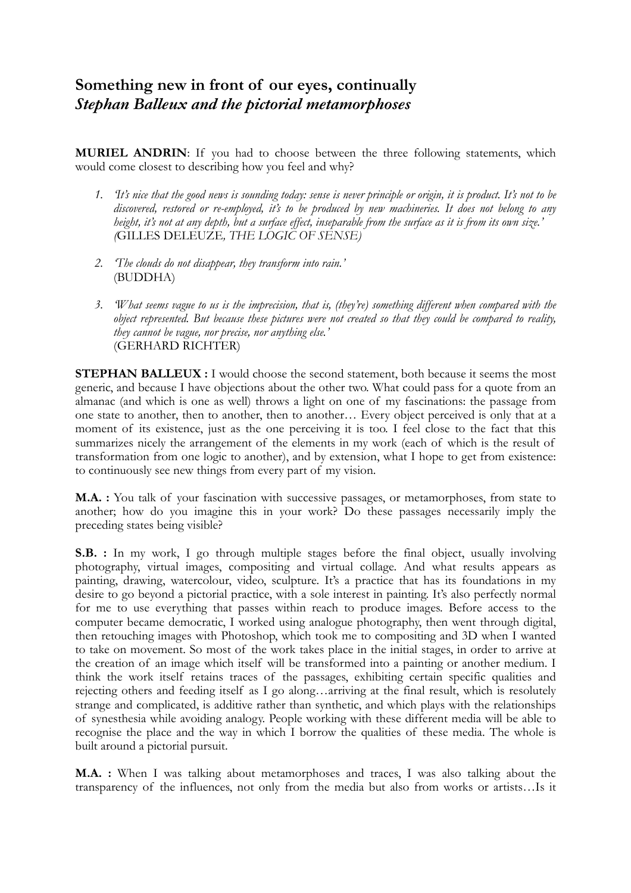# Something new in front of our eyes, continually
## *Stephan Balleux and the pictorial metamorphoses*

**MURIEL ANDRIN**: If you had to choose between the three following statements, which would come closest to describing how you feel and why?

1. *'It's nice that the good news is sounding today: sense is never principle or origin, it is product. It's not to be discovered, restored or re-employed, it's to be produced by new machineries. It does not belong to any height, it's not at any depth, but a surface effect, inseparable from the surface as it is from its own size.'* *(*GILLES DELEUZE*, THE LOGIC OF SENSE)*

2. *'The clouds do not disappear, they transform into rain.'* (BUDDHA)

3. *'What seems vague to us is the imprecision, that is, (they're) something different when compared with the object represented. But because these pictures were not created so that they could be compared to reality, they cannot be vague, nor precise, nor anything else.'* (GERHARD RICHTER)

**STEPHAN BALLEUX :** I would choose the second statement, both because it seems the most generic, and because I have objections about the other two. What could pass for a quote from an almanac (and which is one as well) throws a light on one of my fascinations: the passage from one state to another, then to another, then to another… Every object perceived is only that at a moment of its existence, just as the one perceiving it is too. I feel close to the fact that this summarizes nicely the arrangement of the elements in my work (each of which is the result of transformation from one logic to another), and by extension, what I hope to get from existence: to continuously see new things from every part of my vision.

**M.A. :** You talk of your fascination with successive passages, or metamorphoses, from state to another; how do you imagine this in your work? Do these passages necessarily imply the preceding states being visible?

**S.B. :** In my work, I go through multiple stages before the final object, usually involving photography, virtual images, compositing and virtual collage. And what results appears as painting, drawing, watercolour, video, sculpture. It's a practice that has its foundations in my desire to go beyond a pictorial practice, with a sole interest in painting. It's also perfectly normal for me to use everything that passes within reach to produce images. Before access to the computer became democratic, I worked using analogue photography, then went through digital, then retouching images with Photoshop, which took me to compositing and 3D when I wanted to take on movement. So most of the work takes place in the initial stages, in order to arrive at the creation of an image which itself will be transformed into a painting or another medium. I think the work itself retains traces of the passages, exhibiting certain specific qualities and rejecting others and feeding itself as I go along…arriving at the final result, which is resolutely strange and complicated, is additive rather than synthetic, and which plays with the relationships of synesthesia while avoiding analogy. People working with these different media will be able to recognise the place and the way in which I borrow the qualities of these media. The whole is built around a pictorial pursuit.

**M.A. :** When I was talking about metamorphoses and traces, I was also talking about the transparency of the influences, not only from the media but also from works or artists…Is it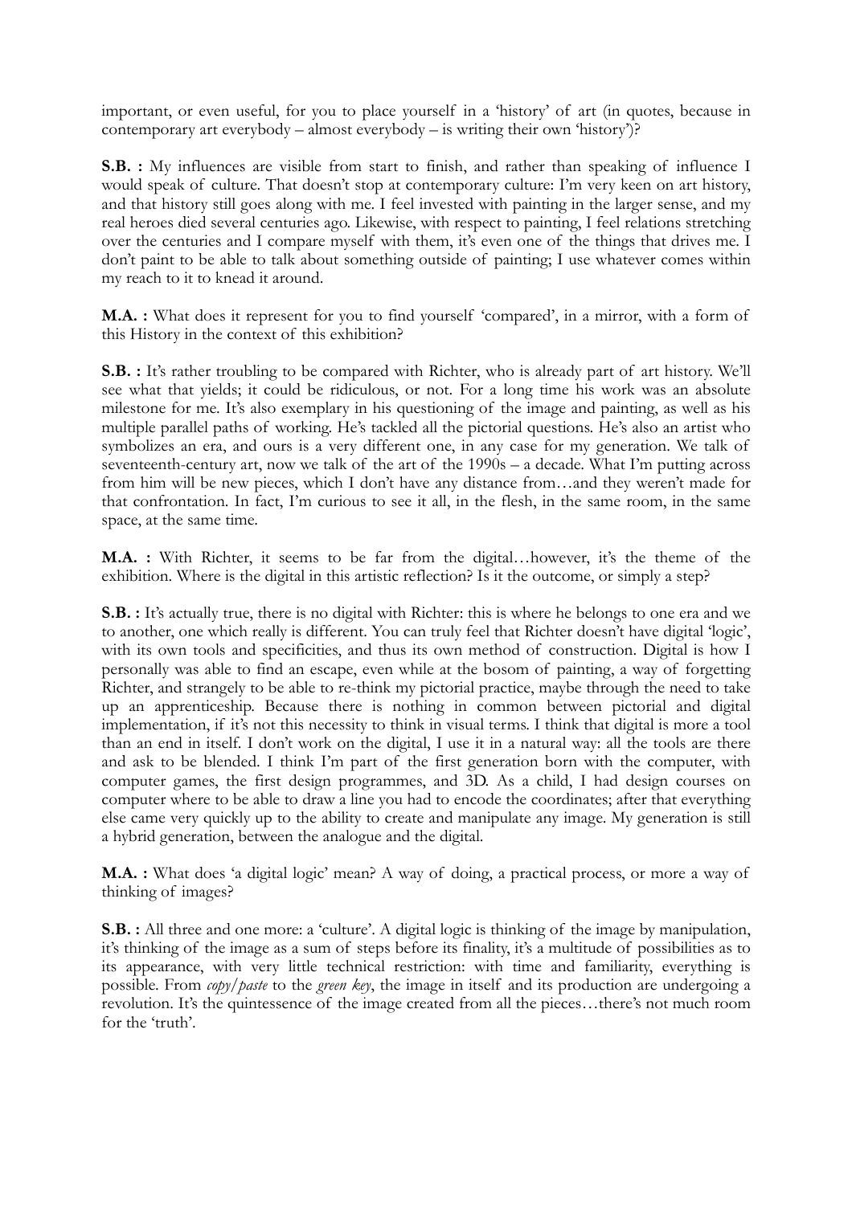important, or even useful, for you to place yourself in a 'history' of art (in quotes, because in contemporary art everybody – almost everybody – is writing their own 'history')?

**S.B. :** My influences are visible from start to finish, and rather than speaking of influence I would speak of culture. That doesn't stop at contemporary culture: I'm very keen on art history, and that history still goes along with me. I feel invested with painting in the larger sense, and my real heroes died several centuries ago. Likewise, with respect to painting, I feel relations stretching over the centuries and I compare myself with them, it's even one of the things that drives me. I don't paint to be able to talk about something outside of painting; I use whatever comes within my reach to it to knead it around.

**M.A. :** What does it represent for you to find yourself 'compared', in a mirror, with a form of this History in the context of this exhibition?

**S.B. :** It's rather troubling to be compared with Richter, who is already part of art history. We'll see what that yields; it could be ridiculous, or not. For a long time his work was an absolute milestone for me. It's also exemplary in his questioning of the image and painting, as well as his multiple parallel paths of working. He's tackled all the pictorial questions. He's also an artist who symbolizes an era, and ours is a very different one, in any case for my generation. We talk of seventeenth-century art, now we talk of the art of the 1990s – a decade. What I'm putting across from him will be new pieces, which I don't have any distance from…and they weren't made for that confrontation. In fact, I'm curious to see it all, in the flesh, in the same room, in the same space, at the same time.

**M.A. :** With Richter, it seems to be far from the digital…however, it's the theme of the exhibition. Where is the digital in this artistic reflection? Is it the outcome, or simply a step?

**S.B. :** It's actually true, there is no digital with Richter: this is where he belongs to one era and we to another, one which really is different. You can truly feel that Richter doesn't have digital 'logic', with its own tools and specificities, and thus its own method of construction. Digital is how I personally was able to find an escape, even while at the bosom of painting, a way of forgetting Richter, and strangely to be able to re-think my pictorial practice, maybe through the need to take up an apprenticeship. Because there is nothing in common between pictorial and digital implementation, if it's not this necessity to think in visual terms. I think that digital is more a tool than an end in itself. I don't work on the digital, I use it in a natural way: all the tools are there and ask to be blended. I think I'm part of the first generation born with the computer, with computer games, the first design programmes, and 3D. As a child, I had design courses on computer where to be able to draw a line you had to encode the coordinates; after that everything else came very quickly up to the ability to create and manipulate any image. My generation is still a hybrid generation, between the analogue and the digital.

**M.A. :** What does 'a digital logic' mean? A way of doing, a practical process, or more a way of thinking of images?

**S.B. :** All three and one more: a 'culture'. A digital logic is thinking of the image by manipulation, it's thinking of the image as a sum of steps before its finality, it's a multitude of possibilities as to its appearance, with very little technical restriction: with time and familiarity, everything is possible. From *copy/paste* to the *green key*, the image in itself and its production are undergoing a revolution. It's the quintessence of the image created from all the pieces…there's not much room for the 'truth'.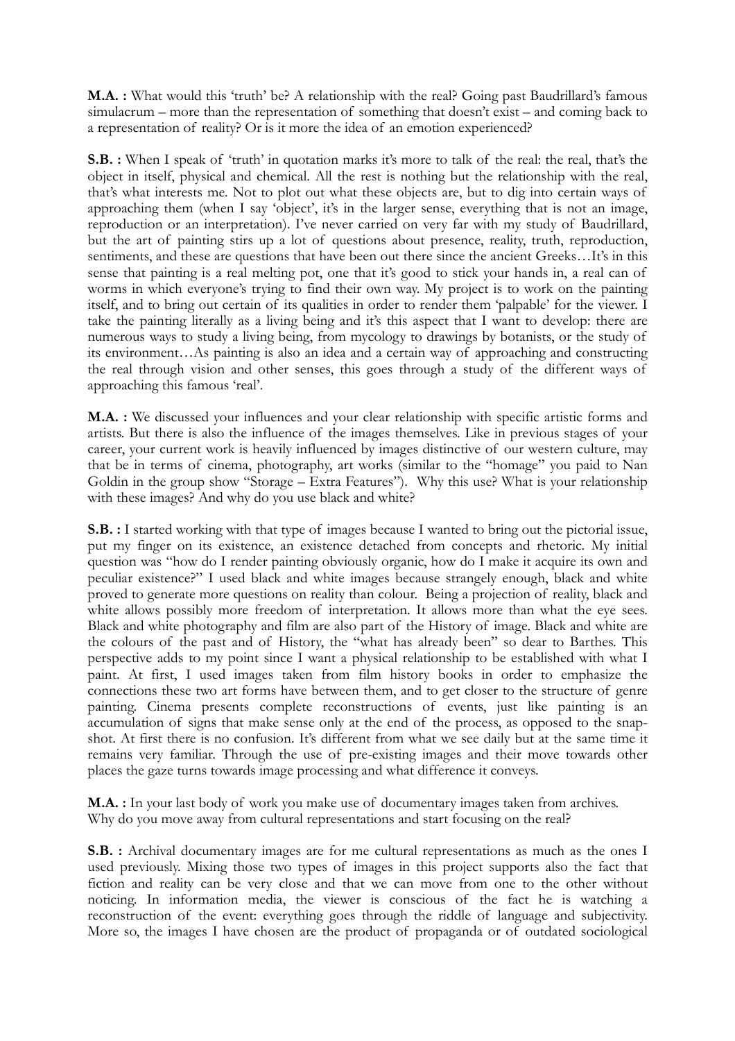**M.A. :** What would this 'truth' be? A relationship with the real? Going past Baudrillard's famous simulacrum – more than the representation of something that doesn't exist – and coming back to a representation of reality? Or is it more the idea of an emotion experienced?

**S.B. :** When I speak of 'truth' in quotation marks it's more to talk of the real: the real, that's the object in itself, physical and chemical. All the rest is nothing but the relationship with the real, that's what interests me. Not to plot out what these objects are, but to dig into certain ways of approaching them (when I say 'object', it's in the larger sense, everything that is not an image, reproduction or an interpretation). I've never carried on very far with my study of Baudrillard, but the art of painting stirs up a lot of questions about presence, reality, truth, reproduction, sentiments, and these are questions that have been out there since the ancient Greeks…It's in this sense that painting is a real melting pot, one that it's good to stick your hands in, a real can of worms in which everyone's trying to find their own way. My project is to work on the painting itself, and to bring out certain of its qualities in order to render them 'palpable' for the viewer. I take the painting literally as a living being and it's this aspect that I want to develop: there are numerous ways to study a living being, from mycology to drawings by botanists, or the study of its environment…As painting is also an idea and a certain way of approaching and constructing the real through vision and other senses, this goes through a study of the different ways of approaching this famous 'real'.

**M.A. :** We discussed your influences and your clear relationship with specific artistic forms and artists. But there is also the influence of the images themselves. Like in previous stages of your career, your current work is heavily influenced by images distinctive of our western culture, may that be in terms of cinema, photography, art works (similar to the "homage" you paid to Nan Goldin in the group show "Storage – Extra Features"). Why this use? What is your relationship with these images? And why do you use black and white?

**S.B. :** I started working with that type of images because I wanted to bring out the pictorial issue, put my finger on its existence, an existence detached from concepts and rhetoric. My initial question was "how do I render painting obviously organic, how do I make it acquire its own and peculiar existence?" I used black and white images because strangely enough, black and white proved to generate more questions on reality than colour. Being a projection of reality, black and white allows possibly more freedom of interpretation. It allows more than what the eye sees. Black and white photography and film are also part of the History of image. Black and white are the colours of the past and of History, the "what has already been" so dear to Barthes. This perspective adds to my point since I want a physical relationship to be established with what I paint. At first, I used images taken from film history books in order to emphasize the connections these two art forms have between them, and to get closer to the structure of genre painting. Cinema presents complete reconstructions of events, just like painting is an accumulation of signs that make sense only at the end of the process, as opposed to the snap-shot. At first there is no confusion. It's different from what we see daily but at the same time it remains very familiar. Through the use of pre-existing images and their move towards other places the gaze turns towards image processing and what difference it conveys.

**M.A. :** In your last body of work you make use of documentary images taken from archives. Why do you move away from cultural representations and start focusing on the real?

**S.B. :** Archival documentary images are for me cultural representations as much as the ones I used previously. Mixing those two types of images in this project supports also the fact that fiction and reality can be very close and that we can move from one to the other without noticing. In information media, the viewer is conscious of the fact he is watching a reconstruction of the event: everything goes through the riddle of language and subjectivity. More so, the images I have chosen are the product of propaganda or of outdated sociological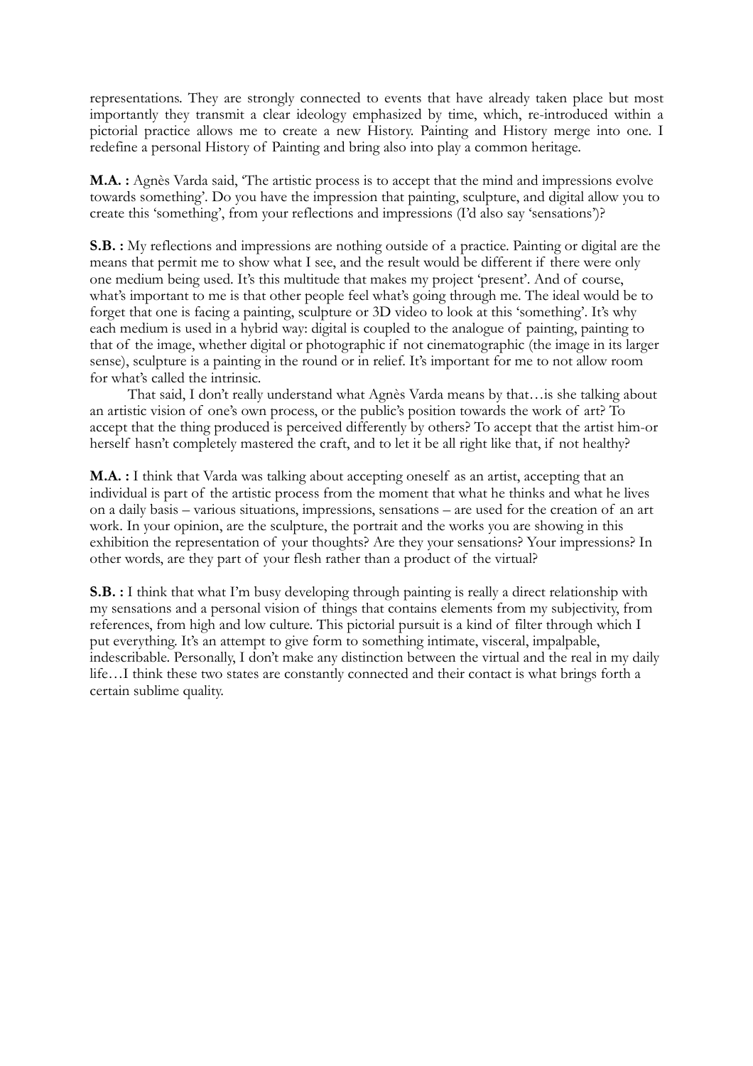representations. They are strongly connected to events that have already taken place but most importantly they transmit a clear ideology emphasized by time, which, re-introduced within a pictorial practice allows me to create a new History. Painting and History merge into one. I redefine a personal History of Painting and bring also into play a common heritage.

**M.A. :** Agnès Varda said, 'The artistic process is to accept that the mind and impressions evolve towards something'. Do you have the impression that painting, sculpture, and digital allow you to create this 'something', from your reflections and impressions (I'd also say 'sensations')?

**S.B. :** My reflections and impressions are nothing outside of a practice. Painting or digital are the means that permit me to show what I see, and the result would be different if there were only one medium being used. It's this multitude that makes my project 'present'. And of course, what's important to me is that other people feel what's going through me. The ideal would be to forget that one is facing a painting, sculpture or 3D video to look at this 'something'. It's why each medium is used in a hybrid way: digital is coupled to the analogue of painting, painting to that of the image, whether digital or photographic if not cinematographic (the image in its larger sense), sculpture is a painting in the round or in relief. It's important for me to not allow room for what's called the intrinsic.

That said, I don't really understand what Agnès Varda means by that…is she talking about an artistic vision of one's own process, or the public's position towards the work of art? To accept that the thing produced is perceived differently by others? To accept that the artist him-or herself hasn't completely mastered the craft, and to let it be all right like that, if not healthy?

**M.A. :** I think that Varda was talking about accepting oneself as an artist, accepting that an individual is part of the artistic process from the moment that what he thinks and what he lives on a daily basis – various situations, impressions, sensations – are used for the creation of an art work. In your opinion, are the sculpture, the portrait and the works you are showing in this exhibition the representation of your thoughts? Are they your sensations? Your impressions? In other words, are they part of your flesh rather than a product of the virtual?

**S.B. :** I think that what I'm busy developing through painting is really a direct relationship with my sensations and a personal vision of things that contains elements from my subjectivity, from references, from high and low culture. This pictorial pursuit is a kind of filter through which I put everything. It's an attempt to give form to something intimate, visceral, impalpable, indescribable. Personally, I don't make any distinction between the virtual and the real in my daily life…I think these two states are constantly connected and their contact is what brings forth a certain sublime quality.